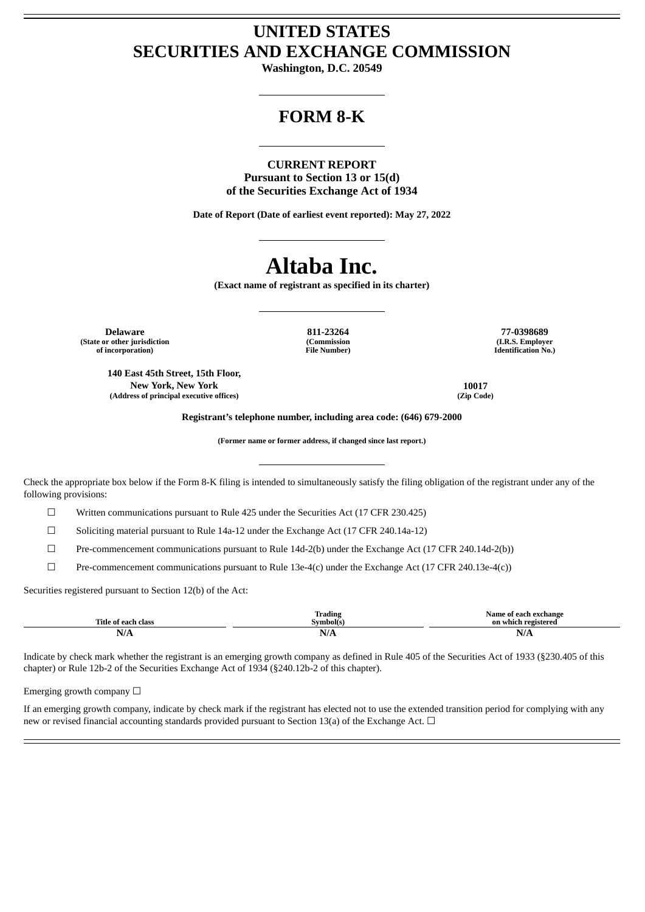# UNITED STATES
# SECURITIES AND EXCHANGE COMMISSION

**Washington, D.C. 20549**

---

# FORM 8-K

---

**CURRENT REPORT**
**Pursuant to Section 13 or 15(d)**
**of the Securities Exchange Act of 1934**

**Date of Report (Date of earliest event reported): May 27, 2022**

---

# Altaba Inc.

**(Exact name of registrant as specified in its charter)**

---

| **Delaware** | **811-23264** | **77-0398689** |
|---|---|---|
| **(State or other jurisdiction of incorporation)** | **(Commission File Number)** | **(I.R.S. Employer Identification No.)** |

| **140 East 45th Street, 15th Floor, New York, New York** | **10017** |
|---|---|
| **(Address of principal executive offices)** | **(Zip Code)** |

**Registrant's telephone number, including area code: (646) 679-2000**

**(Former name or former address, if changed since last report.)**

---

Check the appropriate box below if the Form 8-K filing is intended to simultaneously satisfy the filing obligation of the registrant under any of the following provisions:

☐ Written communications pursuant to Rule 425 under the Securities Act (17 CFR 230.425)

☐ Soliciting material pursuant to Rule 14a-12 under the Exchange Act (17 CFR 240.14a-12)

☐ Pre-commencement communications pursuant to Rule 14d-2(b) under the Exchange Act (17 CFR 240.14d-2(b))

☐ Pre-commencement communications pursuant to Rule 13e-4(c) under the Exchange Act (17 CFR 240.13e-4(c))

Securities registered pursuant to Section 12(b) of the Act:

| Title of each class | Trading Symbol(s) | Name of each exchange on which registered |
|---|---|---|
| N/A | N/A | N/A |

Indicate by check mark whether the registrant is an emerging growth company as defined in Rule 405 of the Securities Act of 1933 (§230.405 of this chapter) or Rule 12b-2 of the Securities Exchange Act of 1934 (§240.12b-2 of this chapter).

Emerging growth company ☐

If an emerging growth company, indicate by check mark if the registrant has elected not to use the extended transition period for complying with any new or revised financial accounting standards provided pursuant to Section 13(a) of the Exchange Act. ☐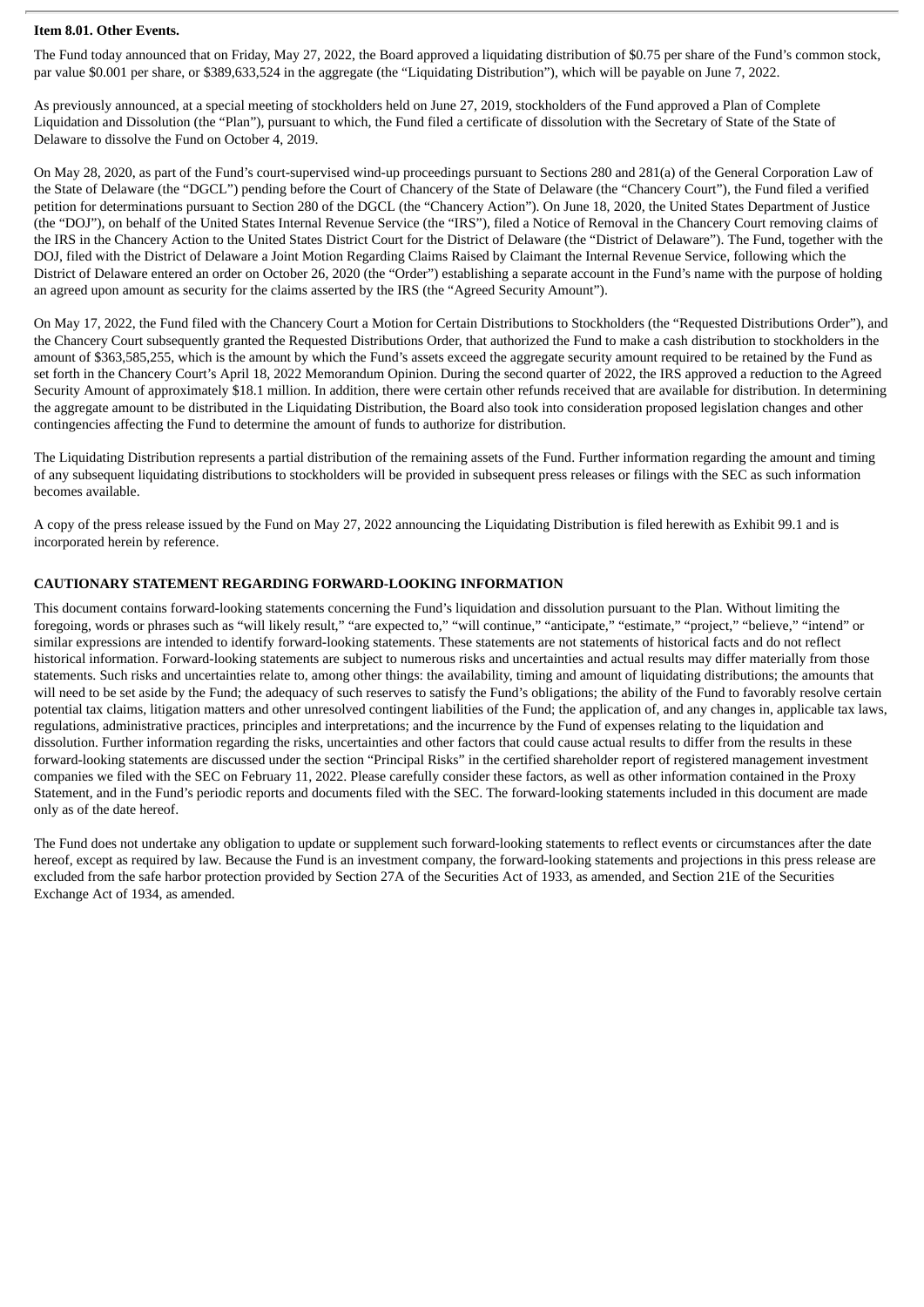**Item 8.01. Other Events.**

The Fund today announced that on Friday, May 27, 2022, the Board approved a liquidating distribution of $0.75 per share of the Fund's common stock, par value $0.001 per share, or $389,633,524 in the aggregate (the "Liquidating Distribution"), which will be payable on June 7, 2022.

As previously announced, at a special meeting of stockholders held on June 27, 2019, stockholders of the Fund approved a Plan of Complete Liquidation and Dissolution (the "Plan"), pursuant to which, the Fund filed a certificate of dissolution with the Secretary of State of the State of Delaware to dissolve the Fund on October 4, 2019.

On May 28, 2020, as part of the Fund's court-supervised wind-up proceedings pursuant to Sections 280 and 281(a) of the General Corporation Law of the State of Delaware (the "DGCL") pending before the Court of Chancery of the State of Delaware (the "Chancery Court"), the Fund filed a verified petition for determinations pursuant to Section 280 of the DGCL (the "Chancery Action"). On June 18, 2020, the United States Department of Justice (the "DOJ"), on behalf of the United States Internal Revenue Service (the "IRS"), filed a Notice of Removal in the Chancery Court removing claims of the IRS in the Chancery Action to the United States District Court for the District of Delaware (the "District of Delaware"). The Fund, together with the DOJ, filed with the District of Delaware a Joint Motion Regarding Claims Raised by Claimant the Internal Revenue Service, following which the District of Delaware entered an order on October 26, 2020 (the "Order") establishing a separate account in the Fund's name with the purpose of holding an agreed upon amount as security for the claims asserted by the IRS (the "Agreed Security Amount").

On May 17, 2022, the Fund filed with the Chancery Court a Motion for Certain Distributions to Stockholders (the "Requested Distributions Order"), and the Chancery Court subsequently granted the Requested Distributions Order, that authorized the Fund to make a cash distribution to stockholders in the amount of $363,585,255, which is the amount by which the Fund's assets exceed the aggregate security amount required to be retained by the Fund as set forth in the Chancery Court's April 18, 2022 Memorandum Opinion. During the second quarter of 2022, the IRS approved a reduction to the Agreed Security Amount of approximately $18.1 million. In addition, there were certain other refunds received that are available for distribution. In determining the aggregate amount to be distributed in the Liquidating Distribution, the Board also took into consideration proposed legislation changes and other contingencies affecting the Fund to determine the amount of funds to authorize for distribution.

The Liquidating Distribution represents a partial distribution of the remaining assets of the Fund. Further information regarding the amount and timing of any subsequent liquidating distributions to stockholders will be provided in subsequent press releases or filings with the SEC as such information becomes available.

A copy of the press release issued by the Fund on May 27, 2022 announcing the Liquidating Distribution is filed herewith as Exhibit 99.1 and is incorporated herein by reference.

**CAUTIONARY STATEMENT REGARDING FORWARD-LOOKING INFORMATION**

This document contains forward-looking statements concerning the Fund's liquidation and dissolution pursuant to the Plan. Without limiting the foregoing, words or phrases such as "will likely result," "are expected to," "will continue," "anticipate," "estimate," "project," "believe," "intend" or similar expressions are intended to identify forward-looking statements. These statements are not statements of historical facts and do not reflect historical information. Forward-looking statements are subject to numerous risks and uncertainties and actual results may differ materially from those statements. Such risks and uncertainties relate to, among other things: the availability, timing and amount of liquidating distributions; the amounts that will need to be set aside by the Fund; the adequacy of such reserves to satisfy the Fund's obligations; the ability of the Fund to favorably resolve certain potential tax claims, litigation matters and other unresolved contingent liabilities of the Fund; the application of, and any changes in, applicable tax laws, regulations, administrative practices, principles and interpretations; and the incurrence by the Fund of expenses relating to the liquidation and dissolution. Further information regarding the risks, uncertainties and other factors that could cause actual results to differ from the results in these forward-looking statements are discussed under the section "Principal Risks" in the certified shareholder report of registered management investment companies we filed with the SEC on February 11, 2022. Please carefully consider these factors, as well as other information contained in the Proxy Statement, and in the Fund's periodic reports and documents filed with the SEC. The forward-looking statements included in this document are made only as of the date hereof.

The Fund does not undertake any obligation to update or supplement such forward-looking statements to reflect events or circumstances after the date hereof, except as required by law. Because the Fund is an investment company, the forward-looking statements and projections in this press release are excluded from the safe harbor protection provided by Section 27A of the Securities Act of 1933, as amended, and Section 21E of the Securities Exchange Act of 1934, as amended.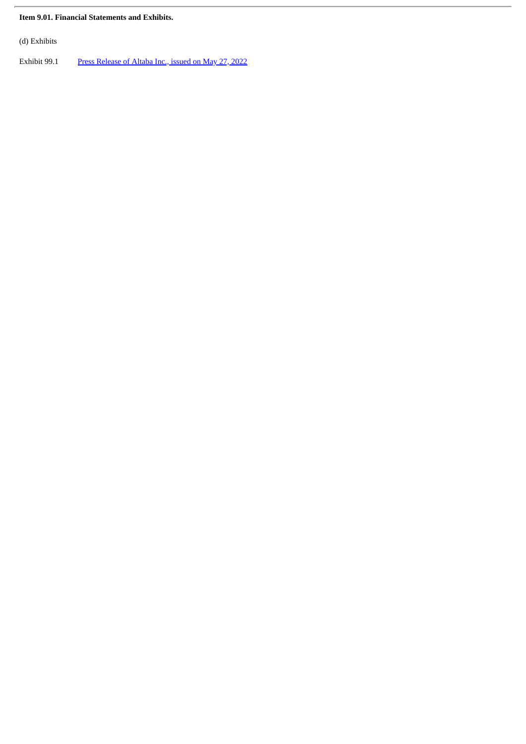**Item 9.01. Financial Statements and Exhibits.**

(d) Exhibits

| | |
|---|---|
| Exhibit 99.1 | Press Release of Altaba Inc., issued on May 27, 2022 |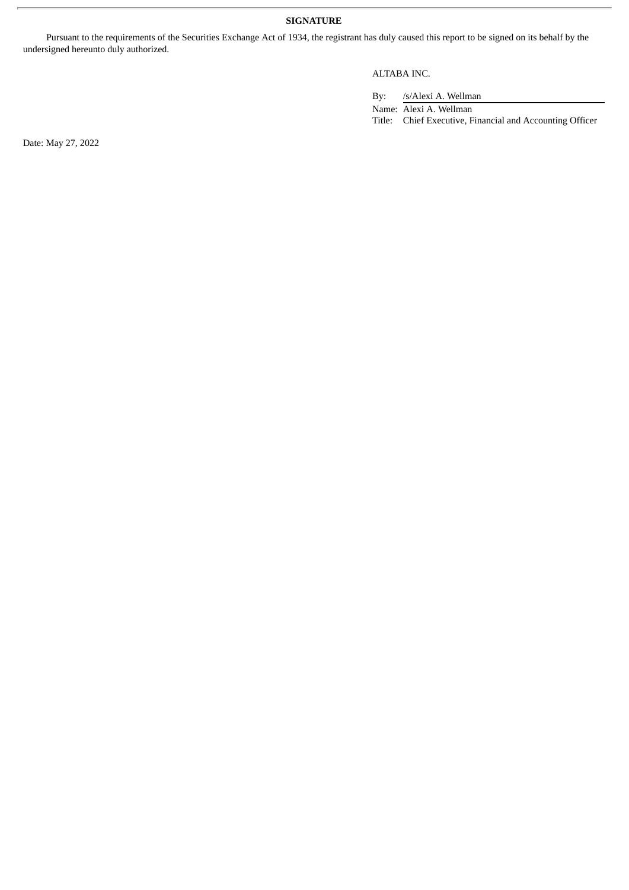**SIGNATURE**

Pursuant to the requirements of the Securities Exchange Act of 1934, the registrant has duly caused this report to be signed on its behalf by the undersigned hereunto duly authorized.

ALTABA INC.

By: /s/Alexi A. Wellman

Name: Alexi A. Wellman

Title: Chief Executive, Financial and Accounting Officer

Date: May 27, 2022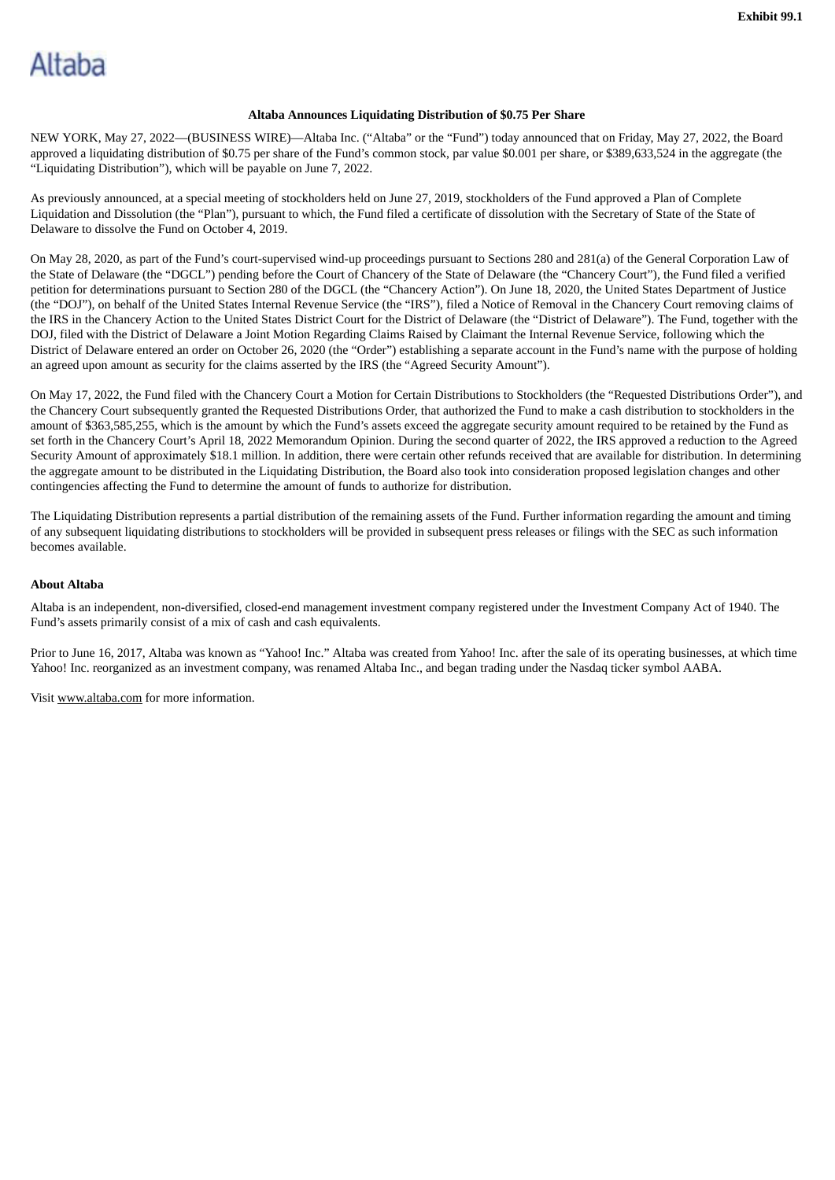Exhibit 99.1

Altaba

**Altaba Announces Liquidating Distribution of $0.75 Per Share**

NEW YORK, May 27, 2022—(BUSINESS WIRE)—Altaba Inc. ("Altaba" or the "Fund") today announced that on Friday, May 27, 2022, the Board approved a liquidating distribution of $0.75 per share of the Fund's common stock, par value $0.001 per share, or $389,633,524 in the aggregate (the "Liquidating Distribution"), which will be payable on June 7, 2022.

As previously announced, at a special meeting of stockholders held on June 27, 2019, stockholders of the Fund approved a Plan of Complete Liquidation and Dissolution (the "Plan"), pursuant to which, the Fund filed a certificate of dissolution with the Secretary of State of the State of Delaware to dissolve the Fund on October 4, 2019.

On May 28, 2020, as part of the Fund's court-supervised wind-up proceedings pursuant to Sections 280 and 281(a) of the General Corporation Law of the State of Delaware (the "DGCL") pending before the Court of Chancery of the State of Delaware (the "Chancery Court"), the Fund filed a verified petition for determinations pursuant to Section 280 of the DGCL (the "Chancery Action"). On June 18, 2020, the United States Department of Justice (the "DOJ"), on behalf of the United States Internal Revenue Service (the "IRS"), filed a Notice of Removal in the Chancery Court removing claims of the IRS in the Chancery Action to the United States District Court for the District of Delaware (the "District of Delaware"). The Fund, together with the DOJ, filed with the District of Delaware a Joint Motion Regarding Claims Raised by Claimant the Internal Revenue Service, following which the District of Delaware entered an order on October 26, 2020 (the "Order") establishing a separate account in the Fund's name with the purpose of holding an agreed upon amount as security for the claims asserted by the IRS (the "Agreed Security Amount").

On May 17, 2022, the Fund filed with the Chancery Court a Motion for Certain Distributions to Stockholders (the "Requested Distributions Order"), and the Chancery Court subsequently granted the Requested Distributions Order, that authorized the Fund to make a cash distribution to stockholders in the amount of $363,585,255, which is the amount by which the Fund's assets exceed the aggregate security amount required to be retained by the Fund as set forth in the Chancery Court's April 18, 2022 Memorandum Opinion. During the second quarter of 2022, the IRS approved a reduction to the Agreed Security Amount of approximately $18.1 million. In addition, there were certain other refunds received that are available for distribution. In determining the aggregate amount to be distributed in the Liquidating Distribution, the Board also took into consideration proposed legislation changes and other contingencies affecting the Fund to determine the amount of funds to authorize for distribution.

The Liquidating Distribution represents a partial distribution of the remaining assets of the Fund. Further information regarding the amount and timing of any subsequent liquidating distributions to stockholders will be provided in subsequent press releases or filings with the SEC as such information becomes available.

**About Altaba**

Altaba is an independent, non-diversified, closed-end management investment company registered under the Investment Company Act of 1940. The Fund's assets primarily consist of a mix of cash and cash equivalents.

Prior to June 16, 2017, Altaba was known as "Yahoo! Inc." Altaba was created from Yahoo! Inc. after the sale of its operating businesses, at which time Yahoo! Inc. reorganized as an investment company, was renamed Altaba Inc., and began trading under the Nasdaq ticker symbol AABA.

Visit www.altaba.com for more information.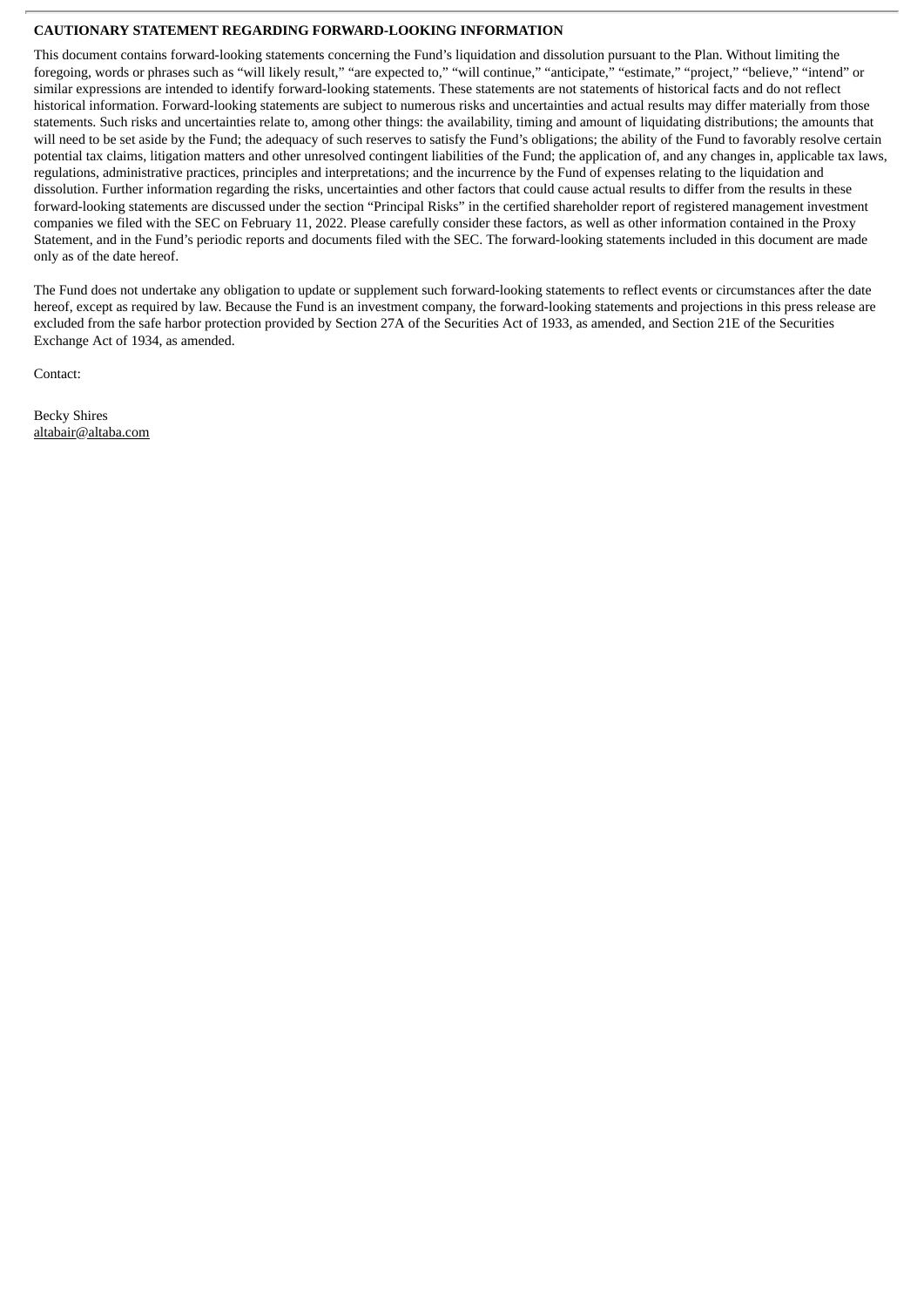**CAUTIONARY STATEMENT REGARDING FORWARD-LOOKING INFORMATION**

This document contains forward-looking statements concerning the Fund's liquidation and dissolution pursuant to the Plan. Without limiting the foregoing, words or phrases such as "will likely result," "are expected to," "will continue," "anticipate," "estimate," "project," "believe," "intend" or similar expressions are intended to identify forward-looking statements. These statements are not statements of historical facts and do not reflect historical information. Forward-looking statements are subject to numerous risks and uncertainties and actual results may differ materially from those statements. Such risks and uncertainties relate to, among other things: the availability, timing and amount of liquidating distributions; the amounts that will need to be set aside by the Fund; the adequacy of such reserves to satisfy the Fund's obligations; the ability of the Fund to favorably resolve certain potential tax claims, litigation matters and other unresolved contingent liabilities of the Fund; the application of, and any changes in, applicable tax laws, regulations, administrative practices, principles and interpretations; and the incurrence by the Fund of expenses relating to the liquidation and dissolution. Further information regarding the risks, uncertainties and other factors that could cause actual results to differ from the results in these forward-looking statements are discussed under the section "Principal Risks" in the certified shareholder report of registered management investment companies we filed with the SEC on February 11, 2022. Please carefully consider these factors, as well as other information contained in the Proxy Statement, and in the Fund's periodic reports and documents filed with the SEC. The forward-looking statements included in this document are made only as of the date hereof.

The Fund does not undertake any obligation to update or supplement such forward-looking statements to reflect events or circumstances after the date hereof, except as required by law. Because the Fund is an investment company, the forward-looking statements and projections in this press release are excluded from the safe harbor protection provided by Section 27A of the Securities Act of 1933, as amended, and Section 21E of the Securities Exchange Act of 1934, as amended.

Contact:

Becky Shires
altabair@altaba.com